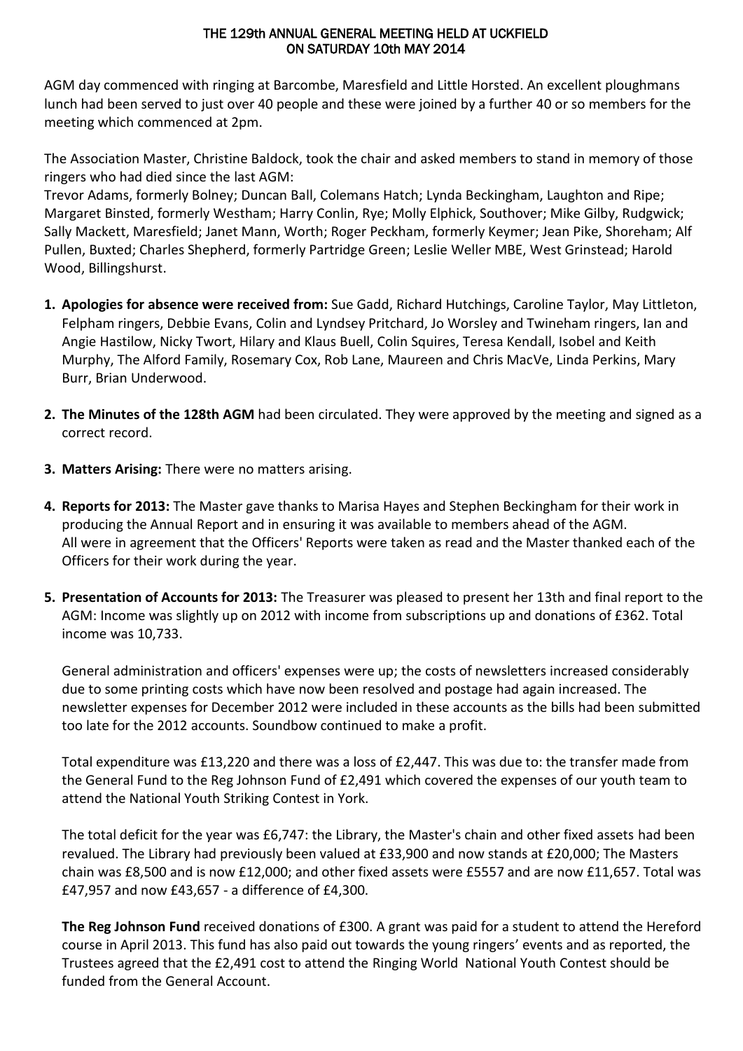# THE 129th ANNUAL GENERAL MEETING HELD AT UCKFIELD ON SATURDAY 10th MAY 2014

AGM day commenced with ringing at Barcombe, Maresfield and Little Horsted. An excellent ploughmans lunch had been served to just over 40 people and these were joined by a further 40 or so members for the meeting which commenced at 2pm.

The Association Master, Christine Baldock, took the chair and asked members to stand in memory of those ringers who had died since the last AGM:
Trevor Adams, formerly Bolney; Duncan Ball, Colemans Hatch; Lynda Beckingham, Laughton and Ripe; Margaret Binsted, formerly Westham; Harry Conlin, Rye; Molly Elphick, Southover; Mike Gilby, Rudgwick; Sally Mackett, Maresfield; Janet Mann, Worth; Roger Peckham, formerly Keymer; Jean Pike, Shoreham; Alf Pullen, Buxted; Charles Shepherd, formerly Partridge Green; Leslie Weller MBE, West Grinstead; Harold Wood, Billingshurst.

1. **Apologies for absence were received from:** Sue Gadd, Richard Hutchings, Caroline Taylor, May Littleton, Felpham ringers, Debbie Evans, Colin and Lyndsey Pritchard, Jo Worsley and Twineham ringers, Ian and Angie Hastilow, Nicky Twort, Hilary and Klaus Buell, Colin Squires, Teresa Kendall, Isobel and Keith Murphy, The Alford Family, Rosemary Cox, Rob Lane, Maureen and Chris MacVe, Linda Perkins, Mary Burr, Brian Underwood.

2. **The Minutes of the 128th AGM** had been circulated. They were approved by the meeting and signed as a correct record.

3. **Matters Arising:** There were no matters arising.

4. **Reports for 2013:** The Master gave thanks to Marisa Hayes and Stephen Beckingham for their work in producing the Annual Report and in ensuring it was available to members ahead of the AGM.
   All were in agreement that the Officers' Reports were taken as read and the Master thanked each of the Officers for their work during the year.

5. **Presentation of Accounts for 2013:** The Treasurer was pleased to present her 13th and final report to the AGM: Income was slightly up on 2012 with income from subscriptions up and donations of £362. Total income was 10,733.

   General administration and officers' expenses were up; the costs of newsletters increased considerably due to some printing costs which have now been resolved and postage had again increased. The newsletter expenses for December 2012 were included in these accounts as the bills had been submitted too late for the 2012 accounts. Soundbow continued to make a profit.

   Total expenditure was £13,220 and there was a loss of £2,447. This was due to: the transfer made from the General Fund to the Reg Johnson Fund of £2,491 which covered the expenses of our youth team to attend the National Youth Striking Contest in York.

   The total deficit for the year was £6,747: the Library, the Master's chain and other fixed assets had been revalued. The Library had previously been valued at £33,900 and now stands at £20,000; The Masters chain was £8,500 and is now £12,000; and other fixed assets were £5557 and are now £11,657. Total was £47,957 and now £43,657 - a difference of £4,300.

   **The Reg Johnson Fund** received donations of £300. A grant was paid for a student to attend the Hereford course in April 2013. This fund has also paid out towards the young ringers' events and as reported, the Trustees agreed that the £2,491 cost to attend the Ringing World National Youth Contest should be funded from the General Account.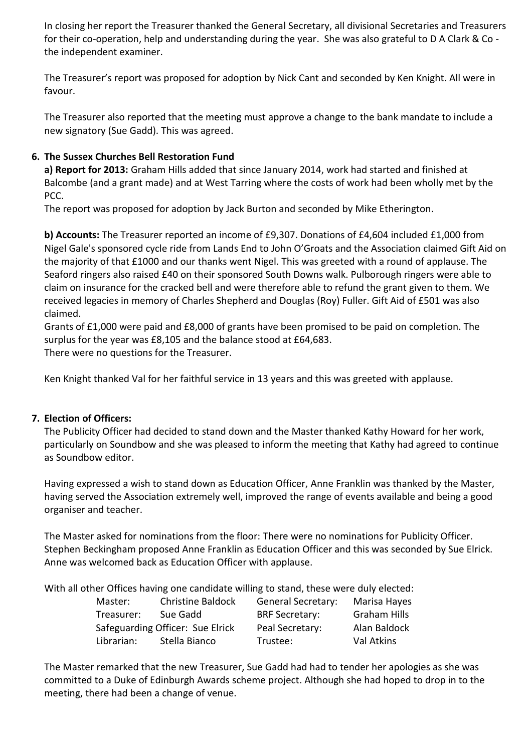In closing her report the Treasurer thanked the General Secretary, all divisional Secretaries and Treasurers for their co-operation, help and understanding during the year. She was also grateful to D A Clark & Co - the independent examiner.

The Treasurer's report was proposed for adoption by Nick Cant and seconded by Ken Knight. All were in favour.

The Treasurer also reported that the meeting must approve a change to the bank mandate to include a new signatory (Sue Gadd). This was agreed.

## 6. The Sussex Churches Bell Restoration Fund

**a) Report for 2013:** Graham Hills added that since January 2014, work had started and finished at Balcombe (and a grant made) and at West Tarring where the costs of work had been wholly met by the PCC.
The report was proposed for adoption by Jack Burton and seconded by Mike Etherington.

**b) Accounts:** The Treasurer reported an income of £9,307. Donations of £4,604 included £1,000 from Nigel Gale's sponsored cycle ride from Lands End to John O'Groats and the Association claimed Gift Aid on the majority of that £1000 and our thanks went Nigel. This was greeted with a round of applause. The Seaford ringers also raised £40 on their sponsored South Downs walk. Pulborough ringers were able to claim on insurance for the cracked bell and were therefore able to refund the grant given to them. We received legacies in memory of Charles Shepherd and Douglas (Roy) Fuller. Gift Aid of £501 was also claimed.
Grants of £1,000 were paid and £8,000 of grants have been promised to be paid on completion. The surplus for the year was £8,105 and the balance stood at £64,683.
There were no questions for the Treasurer.

Ken Knight thanked Val for her faithful service in 13 years and this was greeted with applause.

## 7. Election of Officers:

The Publicity Officer had decided to stand down and the Master thanked Kathy Howard for her work, particularly on Soundbow and she was pleased to inform the meeting that Kathy had agreed to continue as Soundbow editor.

Having expressed a wish to stand down as Education Officer, Anne Franklin was thanked by the Master, having served the Association extremely well, improved the range of events available and being a good organiser and teacher.

The Master asked for nominations from the floor: There were no nominations for Publicity Officer. Stephen Beckingham proposed Anne Franklin as Education Officer and this was seconded by Sue Elrick. Anne was welcomed back as Education Officer with applause.

With all other Offices having one candidate willing to stand, these were duly elected:

| | | | |
|---|---|---|---|
| Master: | Christine Baldock | General Secretary: | Marisa Hayes |
| Treasurer: | Sue Gadd | BRF Secretary: | Graham Hills |
| Safeguarding Officer: | Sue Elrick | Peal Secretary: | Alan Baldock |
| Librarian: | Stella Bianco | Trustee: | Val Atkins |

The Master remarked that the new Treasurer, Sue Gadd had had to tender her apologies as she was committed to a Duke of Edinburgh Awards scheme project. Although she had hoped to drop in to the meeting, there had been a change of venue.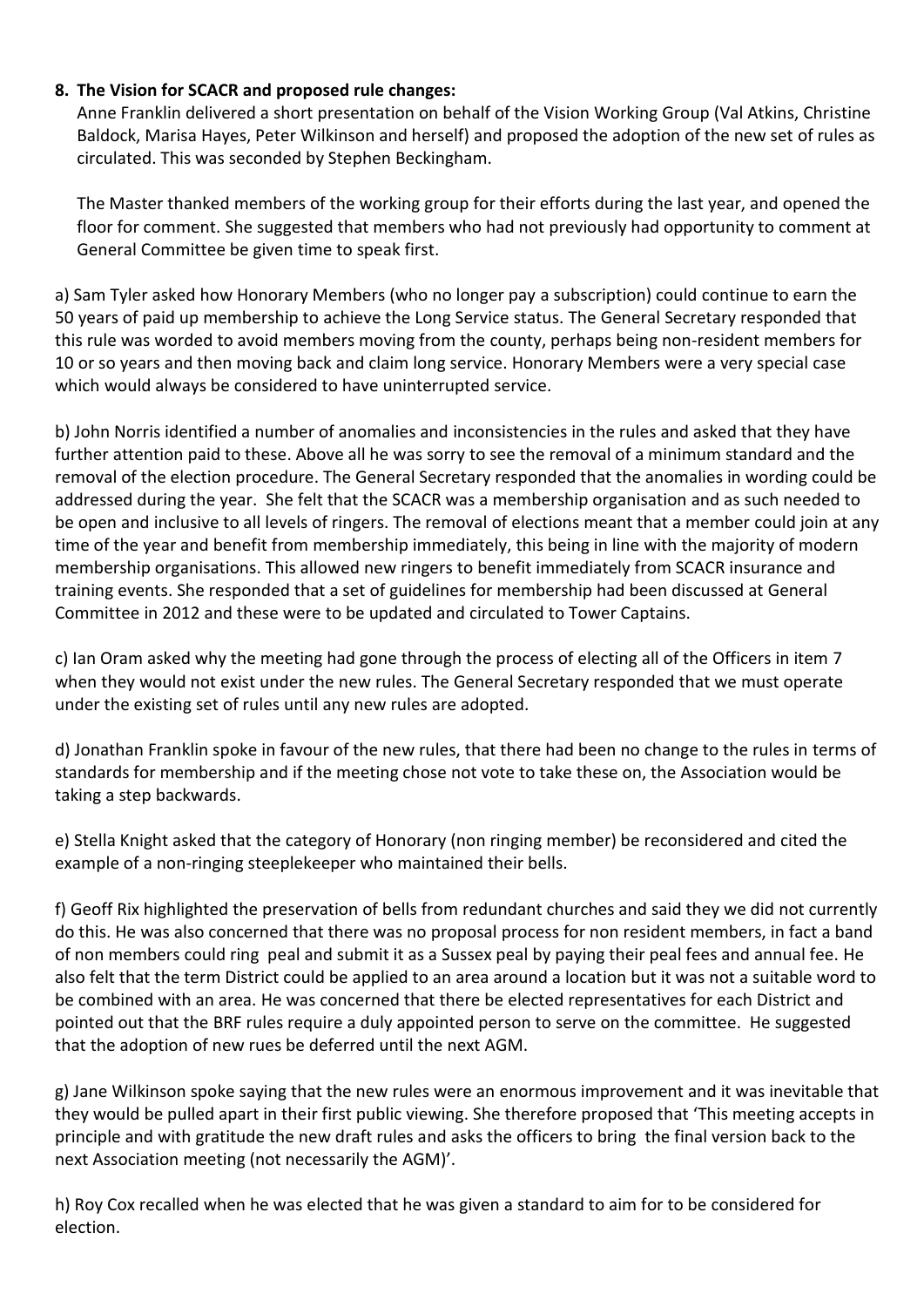**8. The Vision for SCACR and proposed rule changes:**

Anne Franklin delivered a short presentation on behalf of the Vision Working Group (Val Atkins, Christine Baldock, Marisa Hayes, Peter Wilkinson and herself) and proposed the adoption of the new set of rules as circulated. This was seconded by Stephen Beckingham.

The Master thanked members of the working group for their efforts during the last year, and opened the floor for comment. She suggested that members who had not previously had opportunity to comment at General Committee be given time to speak first.

a) Sam Tyler asked how Honorary Members (who no longer pay a subscription) could continue to earn the 50 years of paid up membership to achieve the Long Service status. The General Secretary responded that this rule was worded to avoid members moving from the county, perhaps being non-resident members for 10 or so years and then moving back and claim long service. Honorary Members were a very special case which would always be considered to have uninterrupted service.

b) John Norris identified a number of anomalies and inconsistencies in the rules and asked that they have further attention paid to these. Above all he was sorry to see the removal of a minimum standard and the removal of the election procedure. The General Secretary responded that the anomalies in wording could be addressed during the year. She felt that the SCACR was a membership organisation and as such needed to be open and inclusive to all levels of ringers. The removal of elections meant that a member could join at any time of the year and benefit from membership immediately, this being in line with the majority of modern membership organisations. This allowed new ringers to benefit immediately from SCACR insurance and training events. She responded that a set of guidelines for membership had been discussed at General Committee in 2012 and these were to be updated and circulated to Tower Captains.

c) Ian Oram asked why the meeting had gone through the process of electing all of the Officers in item 7 when they would not exist under the new rules. The General Secretary responded that we must operate under the existing set of rules until any new rules are adopted.

d) Jonathan Franklin spoke in favour of the new rules, that there had been no change to the rules in terms of standards for membership and if the meeting chose not vote to take these on, the Association would be taking a step backwards.

e) Stella Knight asked that the category of Honorary (non ringing member) be reconsidered and cited the example of a non-ringing steeplekeeper who maintained their bells.

f) Geoff Rix highlighted the preservation of bells from redundant churches and said they we did not currently do this. He was also concerned that there was no proposal process for non resident members, in fact a band of non members could ring peal and submit it as a Sussex peal by paying their peal fees and annual fee. He also felt that the term District could be applied to an area around a location but it was not a suitable word to be combined with an area. He was concerned that there be elected representatives for each District and pointed out that the BRF rules require a duly appointed person to serve on the committee. He suggested that the adoption of new rues be deferred until the next AGM.

g) Jane Wilkinson spoke saying that the new rules were an enormous improvement and it was inevitable that they would be pulled apart in their first public viewing. She therefore proposed that 'This meeting accepts in principle and with gratitude the new draft rules and asks the officers to bring the final version back to the next Association meeting (not necessarily the AGM)'.

h) Roy Cox recalled when he was elected that he was given a standard to aim for to be considered for election.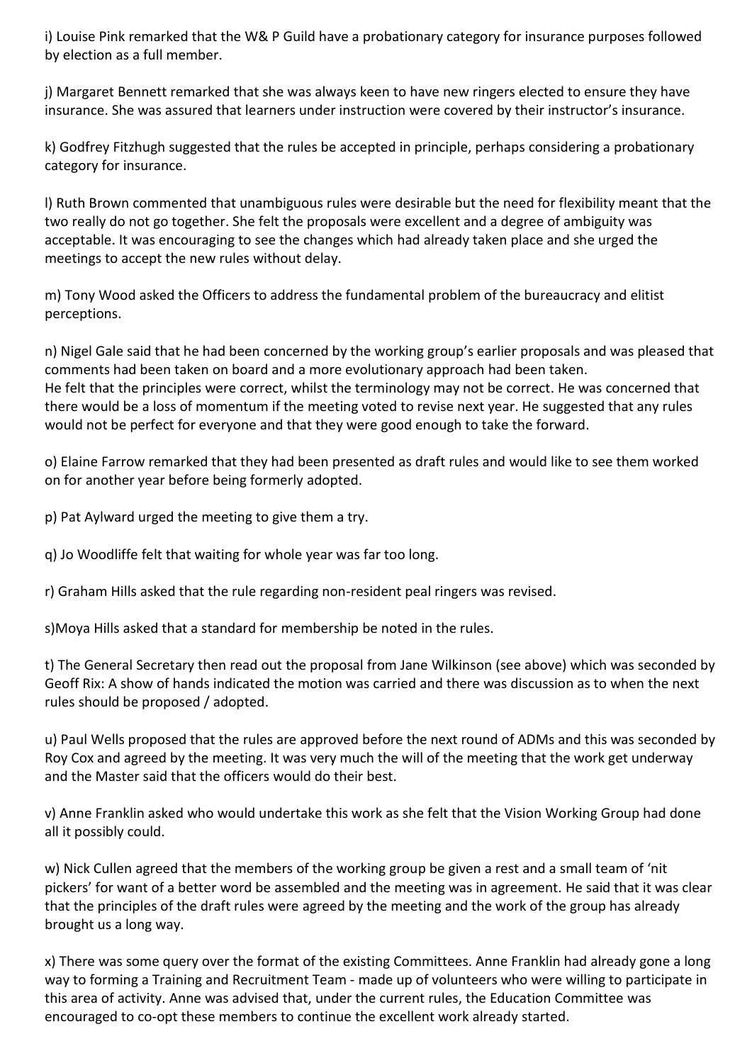i) Louise Pink remarked that the W& P Guild have a probationary category for insurance purposes followed by election as a full member.

j) Margaret Bennett remarked that she was always keen to have new ringers elected to ensure they have insurance. She was assured that learners under instruction were covered by their instructor's insurance.

k) Godfrey Fitzhugh suggested that the rules be accepted in principle, perhaps considering a probationary category for insurance.

l) Ruth Brown commented that unambiguous rules were desirable but the need for flexibility meant that the two really do not go together. She felt the proposals were excellent and a degree of ambiguity was acceptable. It was encouraging to see the changes which had already taken place and she urged the meetings to accept the new rules without delay.

m) Tony Wood asked the Officers to address the fundamental problem of the bureaucracy and elitist perceptions.

n) Nigel Gale said that he had been concerned by the working group's earlier proposals and was pleased that comments had been taken on board and a more evolutionary approach had been taken. He felt that the principles were correct, whilst the terminology may not be correct. He was concerned that there would be a loss of momentum if the meeting voted to revise next year. He suggested that any rules would not be perfect for everyone and that they were good enough to take the forward.

o) Elaine Farrow remarked that they had been presented as draft rules and would like to see them worked on for another year before being formerly adopted.

p) Pat Aylward urged the meeting to give them a try.

q) Jo Woodliffe felt that waiting for whole year was far too long.

r) Graham Hills asked that the rule regarding non-resident peal ringers was revised.

s)Moya Hills asked that a standard for membership be noted in the rules.

t) The General Secretary then read out the proposal from Jane Wilkinson (see above) which was seconded by Geoff Rix: A show of hands indicated the motion was carried and there was discussion as to when the next rules should be proposed / adopted.

u) Paul Wells proposed that the rules are approved before the next round of ADMs and this was seconded by Roy Cox and agreed by the meeting. It was very much the will of the meeting that the work get underway and the Master said that the officers would do their best.

v) Anne Franklin asked who would undertake this work as she felt that the Vision Working Group had done all it possibly could.

w) Nick Cullen agreed that the members of the working group be given a rest and a small team of 'nit pickers' for want of a better word be assembled and the meeting was in agreement. He said that it was clear that the principles of the draft rules were agreed by the meeting and the work of the group has already brought us a long way.

x) There was some query over the format of the existing Committees. Anne Franklin had already gone a long way to forming a Training and Recruitment Team - made up of volunteers who were willing to participate in this area of activity. Anne was advised that, under the current rules, the Education Committee was encouraged to co-opt these members to continue the excellent work already started.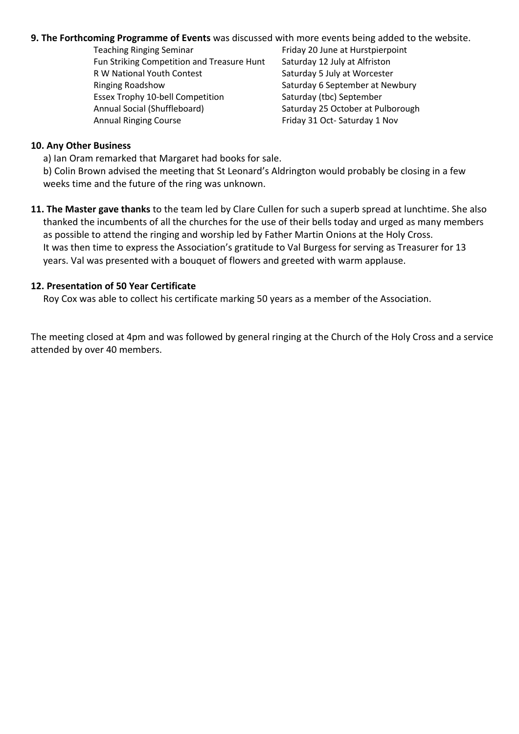**9. The Forthcoming Programme of Events** was discussed with more events being added to the website.

| | |
|---|---|
| Teaching Ringing Seminar | Friday 20 June at Hurstpierpoint |
| Fun Striking Competition and Treasure Hunt | Saturday 12 July at Alfriston |
| R W National Youth Contest | Saturday 5 July at Worcester |
| Ringing Roadshow | Saturday 6 September at Newbury |
| Essex Trophy 10-bell Competition | Saturday (tbc) September |
| Annual Social (Shuffleboard) | Saturday 25 October at Pulborough |
| Annual Ringing Course | Friday 31 Oct- Saturday 1 Nov |

**10. Any Other Business**

a) Ian Oram remarked that Margaret had books for sale.

b) Colin Brown advised the meeting that St Leonard's Aldrington would probably be closing in a few weeks time and the future of the ring was unknown.

**11. The Master gave thanks** to the team led by Clare Cullen for such a superb spread at lunchtime. She also thanked the incumbents of all the churches for the use of their bells today and urged as many members as possible to attend the ringing and worship led by Father Martin Onions at the Holy Cross.
It was then time to express the Association's gratitude to Val Burgess for serving as Treasurer for 13 years. Val was presented with a bouquet of flowers and greeted with warm applause.

**12. Presentation of 50 Year Certificate**

Roy Cox was able to collect his certificate marking 50 years as a member of the Association.

The meeting closed at 4pm and was followed by general ringing at the Church of the Holy Cross and a service attended by over 40 members.